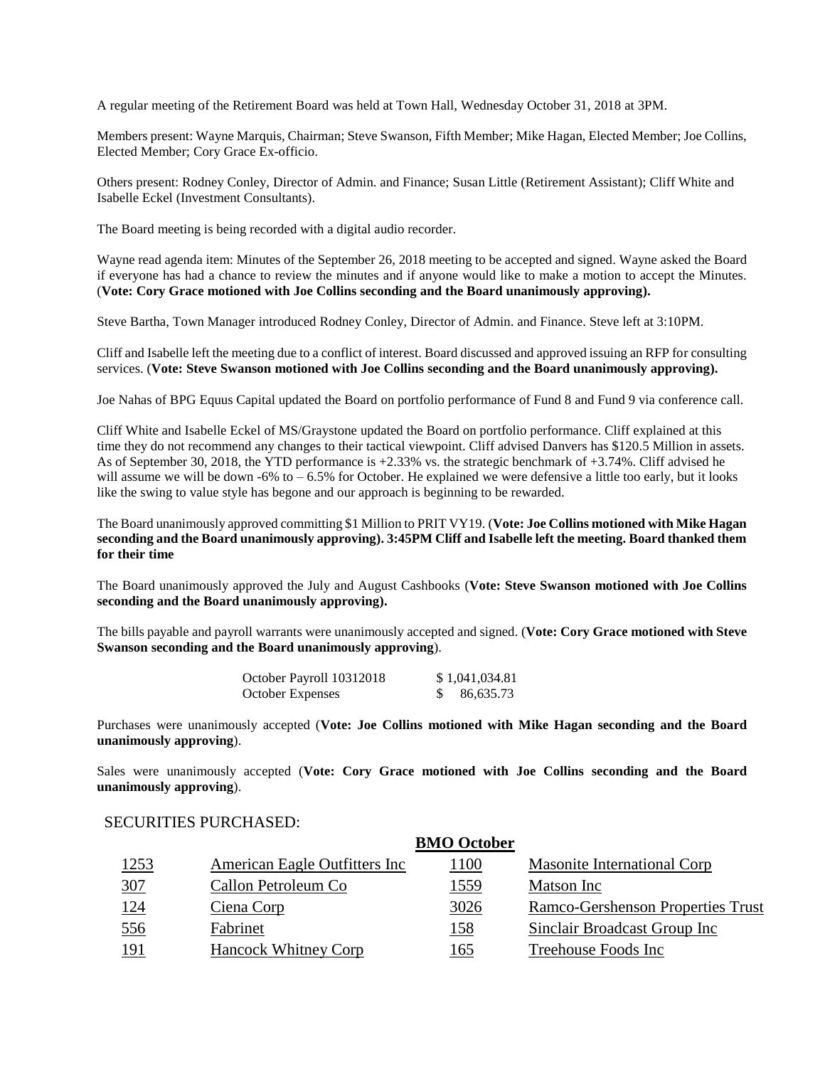A regular meeting of the Retirement Board was held at Town Hall, Wednesday October 31, 2018 at 3PM.

Members present: Wayne Marquis, Chairman; Steve Swanson, Fifth Member; Mike Hagan, Elected Member; Joe Collins, Elected Member; Cory Grace Ex-officio.

Others present: Rodney Conley, Director of Admin. and Finance; Susan Little (Retirement Assistant); Cliff White and Isabelle Eckel (Investment Consultants).

The Board meeting is being recorded with a digital audio recorder.

Wayne read agenda item: Minutes of the September 26, 2018 meeting to be accepted and signed. Wayne asked the Board if everyone has had a chance to review the minutes and if anyone would like to make a motion to accept the Minutes. (**Vote: Cory Grace motioned with Joe Collins seconding and the Board unanimously approving).**

Steve Bartha, Town Manager introduced Rodney Conley, Director of Admin. and Finance. Steve left at 3:10PM.

Cliff and Isabelle left the meeting due to a conflict of interest. Board discussed and approved issuing an RFP for consulting services. (**Vote: Steve Swanson motioned with Joe Collins seconding and the Board unanimously approving).**

Joe Nahas of BPG Equus Capital updated the Board on portfolio performance of Fund 8 and Fund 9 via conference call.

Cliff White and Isabelle Eckel of MS/Graystone updated the Board on portfolio performance. Cliff explained at this time they do not recommend any changes to their tactical viewpoint. Cliff advised Danvers has $120.5 Million in assets. As of September 30, 2018, the YTD performance is +2.33% vs. the strategic benchmark of +3.74%. Cliff advised he will assume we will be down -6% to – 6.5% for October. He explained we were defensive a little too early, but it looks like the swing to value style has begone and our approach is beginning to be rewarded.

The Board unanimously approved committing $1 Million to PRIT VY19. (**Vote: Joe Collins motioned with Mike Hagan seconding and the Board unanimously approving). 3:45PM Cliff and Isabelle left the meeting. Board thanked them for their time**

The Board unanimously approved the July and August Cashbooks (**Vote: Steve Swanson motioned with Joe Collins seconding and the Board unanimously approving).**

The bills payable and payroll warrants were unanimously accepted and signed. (**Vote: Cory Grace motioned with Steve Swanson seconding and the Board unanimously approving**).

| | |
|---|---|
| October Payroll 10312018 | $ 1,041,034.81 |
| October Expenses | $ 86,635.73 |

Purchases were unanimously accepted (**Vote: Joe Collins motioned with Mike Hagan seconding and the Board unanimously approving**).

Sales were unanimously accepted (**Vote: Cory Grace motioned with Joe Collins seconding and the Board unanimously approving**).

SECURITIES PURCHASED:

**BMO October**

| | | | |
|---|---|---|---|
| 1253 | American Eagle Outfitters Inc | 1100 | Masonite International Corp |
| 307 | Callon Petroleum Co | 1559 | Matson Inc |
| 124 | Ciena Corp | 3026 | Ramco-Gershenson Properties Trust |
| 556 | Fabrinet | 158 | Sinclair Broadcast Group Inc |
| 191 | Hancock Whitney Corp | 165 | Treehouse Foods Inc |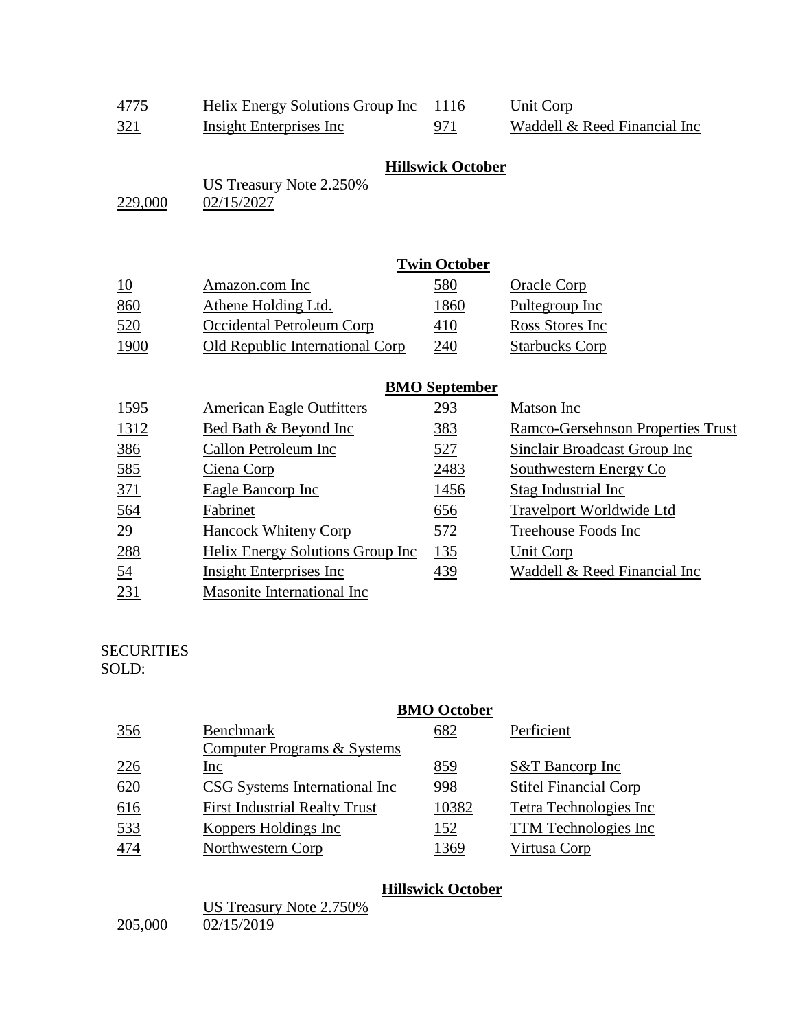| | | | |
|---|---|---|---|
| 4775 | Helix Energy Solutions Group Inc | 1116 | Unit Corp |
| 321 | Insight Enterprises Inc | 971 | Waddell & Reed Financial Inc |

**Hillswick October**

| | |
|---|---|
| 229,000 | US Treasury Note 2.250% 02/15/2027 |

**Twin October**

| | | | |
|---|---|---|---|
| 10 | Amazon.com Inc | 580 | Oracle Corp |
| 860 | Athene Holding Ltd. | 1860 | Pultegroup Inc |
| 520 | Occidental Petroleum Corp | 410 | Ross Stores Inc |
| 1900 | Old Republic International Corp | 240 | Starbucks Corp |

**BMO September**

| | | | |
|---|---|---|---|
| 1595 | American Eagle Outfitters | 293 | Matson Inc |
| 1312 | Bed Bath & Beyond Inc | 383 | Ramco-Gersehnson Properties Trust |
| 386 | Callon Petroleum Inc | 527 | Sinclair Broadcast Group Inc |
| 585 | Ciena Corp | 2483 | Southwestern Energy Co |
| 371 | Eagle Bancorp Inc | 1456 | Stag Industrial Inc |
| 564 | Fabrinet | 656 | Travelport Worldwide Ltd |
| 29 | Hancock Whiteny Corp | 572 | Treehouse Foods Inc |
| 288 | Helix Energy Solutions Group Inc | 135 | Unit Corp |
| 54 | Insight Enterprises Inc | 439 | Waddell & Reed Financial Inc |
| 231 | Masonite International Inc | | |

SECURITIES SOLD:

**BMO October**

| | | | |
|---|---|---|---|
| 356 | Benchmark | 682 | Perficient |
| 226 | Computer Programs & Systems Inc | 859 | S&T Bancorp Inc |
| 620 | CSG Systems International Inc | 998 | Stifel Financial Corp |
| 616 | First Industrial Realty Trust | 10382 | Tetra Technologies Inc |
| 533 | Koppers Holdings Inc | 152 | TTM Technologies Inc |
| 474 | Northwestern Corp | 1369 | Virtusa Corp |

**Hillswick October**

| | |
|---|---|
| 205,000 | US Treasury Note 2.750% 02/15/2019 |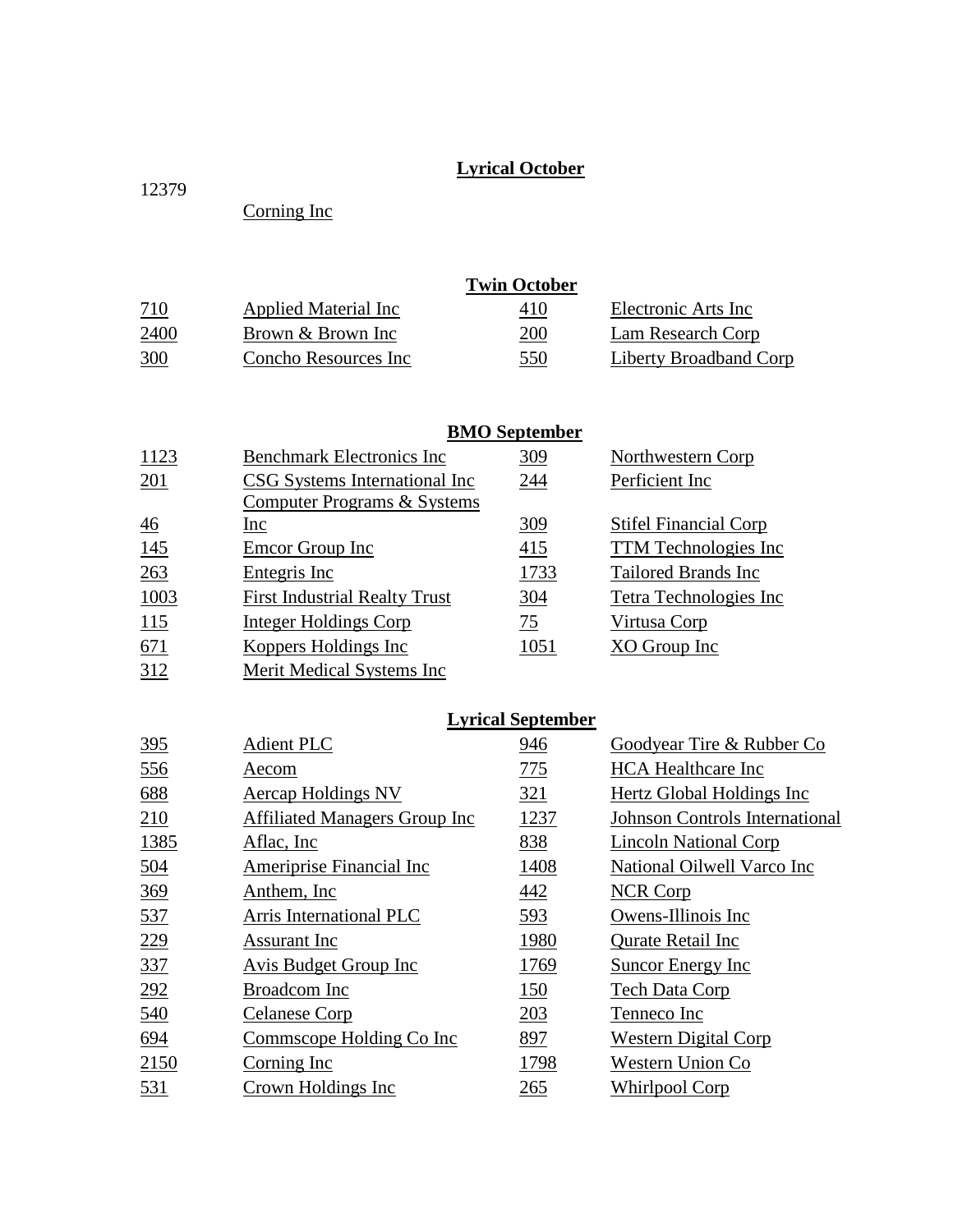**Lyrical October**

| | |
|---|---|
| 12379 | Corning Inc |

**Twin October**

| | | | |
|---|---|---|---|
| 710 | Applied Material Inc | 410 | Electronic Arts Inc |
| 2400 | Brown & Brown Inc | 200 | Lam Research Corp |
| 300 | Concho Resources Inc | 550 | Liberty Broadband Corp |

**BMO September**

| | | | |
|---|---|---|---|
| 1123 | Benchmark Electronics Inc | 309 | Northwestern Corp |
| 201 | CSG Systems International Inc | 244 | Perficient Inc |
| 46 | Computer Programs & Systems Inc | 309 | Stifel Financial Corp |
| 145 | Emcor Group Inc | 415 | TTM Technologies Inc |
| 263 | Entegris Inc | 1733 | Tailored Brands Inc |
| 1003 | First Industrial Realty Trust | 304 | Tetra Technologies Inc |
| 115 | Integer Holdings Corp | 75 | Virtusa Corp |
| 671 | Koppers Holdings Inc | 1051 | XO Group Inc |
| 312 | Merit Medical Systems Inc | | |

**Lyrical September**

| | | | |
|---|---|---|---|
| 395 | Adient PLC | 946 | Goodyear Tire & Rubber Co |
| 556 | Aecom | 775 | HCA Healthcare Inc |
| 688 | Aercap Holdings NV | 321 | Hertz Global Holdings Inc |
| 210 | Affiliated Managers Group Inc | 1237 | Johnson Controls International |
| 1385 | Aflac, Inc | 838 | Lincoln National Corp |
| 504 | Ameriprise Financial Inc | 1408 | National Oilwell Varco Inc |
| 369 | Anthem, Inc | 442 | NCR Corp |
| 537 | Arris International PLC | 593 | Owens-Illinois Inc |
| 229 | Assurant Inc | 1980 | Qurate Retail Inc |
| 337 | Avis Budget Group Inc | 1769 | Suncor Energy Inc |
| 292 | Broadcom Inc | 150 | Tech Data Corp |
| 540 | Celanese Corp | 203 | Tenneco Inc |
| 694 | Commscope Holding Co Inc | 897 | Western Digital Corp |
| 2150 | Corning Inc | 1798 | Western Union Co |
| 531 | Crown Holdings Inc | 265 | Whirlpool Corp |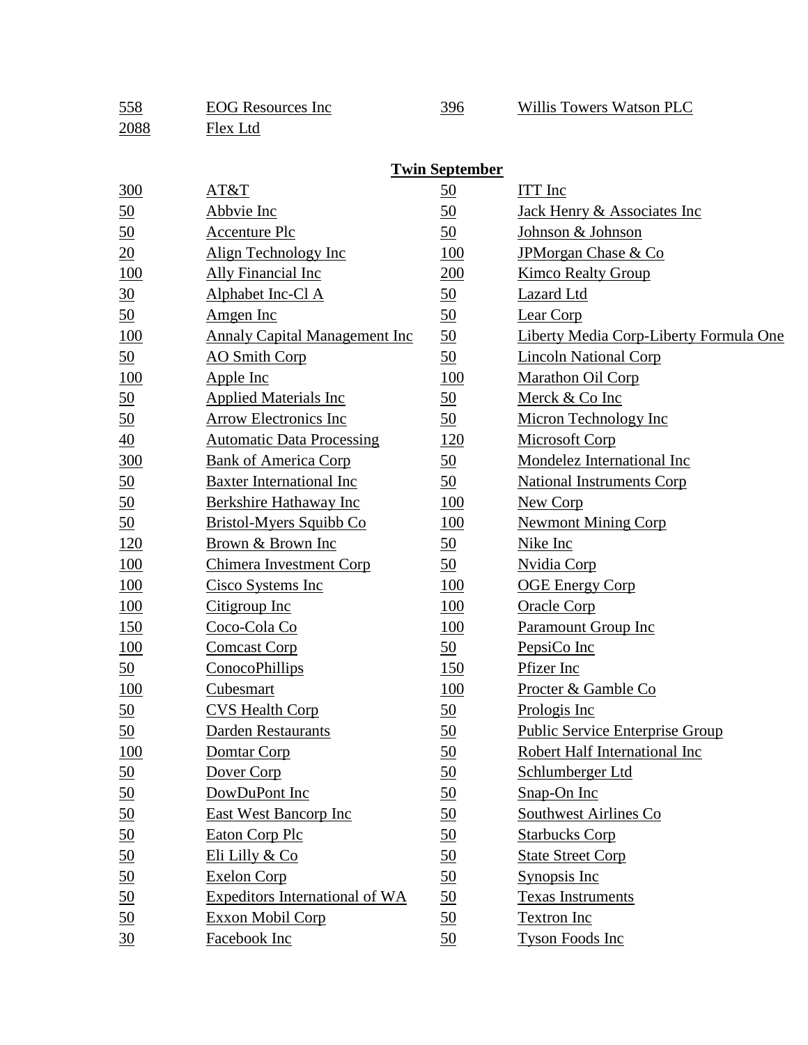| | | | |
|---|---|---|---|
| 558 | EOG Resources Inc | 396 | Willis Towers Watson PLC |
| 2088 | Flex Ltd | | |

**Twin September**

| | | | |
|---|---|---|---|
| 300 | AT&T | 50 | ITT Inc |
| 50 | Abbvie Inc | 50 | Jack Henry & Associates Inc |
| 50 | Accenture Plc | 50 | Johnson & Johnson |
| 20 | Align Technology Inc | 100 | JPMorgan Chase & Co |
| 100 | Ally Financial Inc | 200 | Kimco Realty Group |
| 30 | Alphabet Inc-Cl A | 50 | Lazard Ltd |
| 50 | Amgen Inc | 50 | Lear Corp |
| 100 | Annaly Capital Management Inc | 50 | Liberty Media Corp-Liberty Formula One |
| 50 | AO Smith Corp | 50 | Lincoln National Corp |
| 100 | Apple Inc | 100 | Marathon Oil Corp |
| 50 | Applied Materials Inc | 50 | Merck & Co Inc |
| 50 | Arrow Electronics Inc | 50 | Micron Technology Inc |
| 40 | Automatic Data Processing | 120 | Microsoft Corp |
| 300 | Bank of America Corp | 50 | Mondelez International Inc |
| 50 | Baxter International Inc | 50 | National Instruments Corp |
| 50 | Berkshire Hathaway Inc | 100 | New Corp |
| 50 | Bristol-Myers Squibb Co | 100 | Newmont Mining Corp |
| 120 | Brown & Brown Inc | 50 | Nike Inc |
| 100 | Chimera Investment Corp | 50 | Nvidia Corp |
| 100 | Cisco Systems Inc | 100 | OGE Energy Corp |
| 100 | Citigroup Inc | 100 | Oracle Corp |
| 150 | Coco-Cola Co | 100 | Paramount Group Inc |
| 100 | Comcast Corp | 50 | PepsiCo Inc |
| 50 | ConocoPhillips | 150 | Pfizer Inc |
| 100 | Cubesmart | 100 | Procter & Gamble Co |
| 50 | CVS Health Corp | 50 | Prologis Inc |
| 50 | Darden Restaurants | 50 | Public Service Enterprise Group |
| 100 | Domtar Corp | 50 | Robert Half International Inc |
| 50 | Dover Corp | 50 | Schlumberger Ltd |
| 50 | DowDuPont Inc | 50 | Snap-On Inc |
| 50 | East West Bancorp Inc | 50 | Southwest Airlines Co |
| 50 | Eaton Corp Plc | 50 | Starbucks Corp |
| 50 | Eli Lilly & Co | 50 | State Street Corp |
| 50 | Exelon Corp | 50 | Synopsis Inc |
| 50 | Expeditors International of WA | 50 | Texas Instruments |
| 50 | Exxon Mobil Corp | 50 | Textron Inc |
| 30 | Facebook Inc | 50 | Tyson Foods Inc |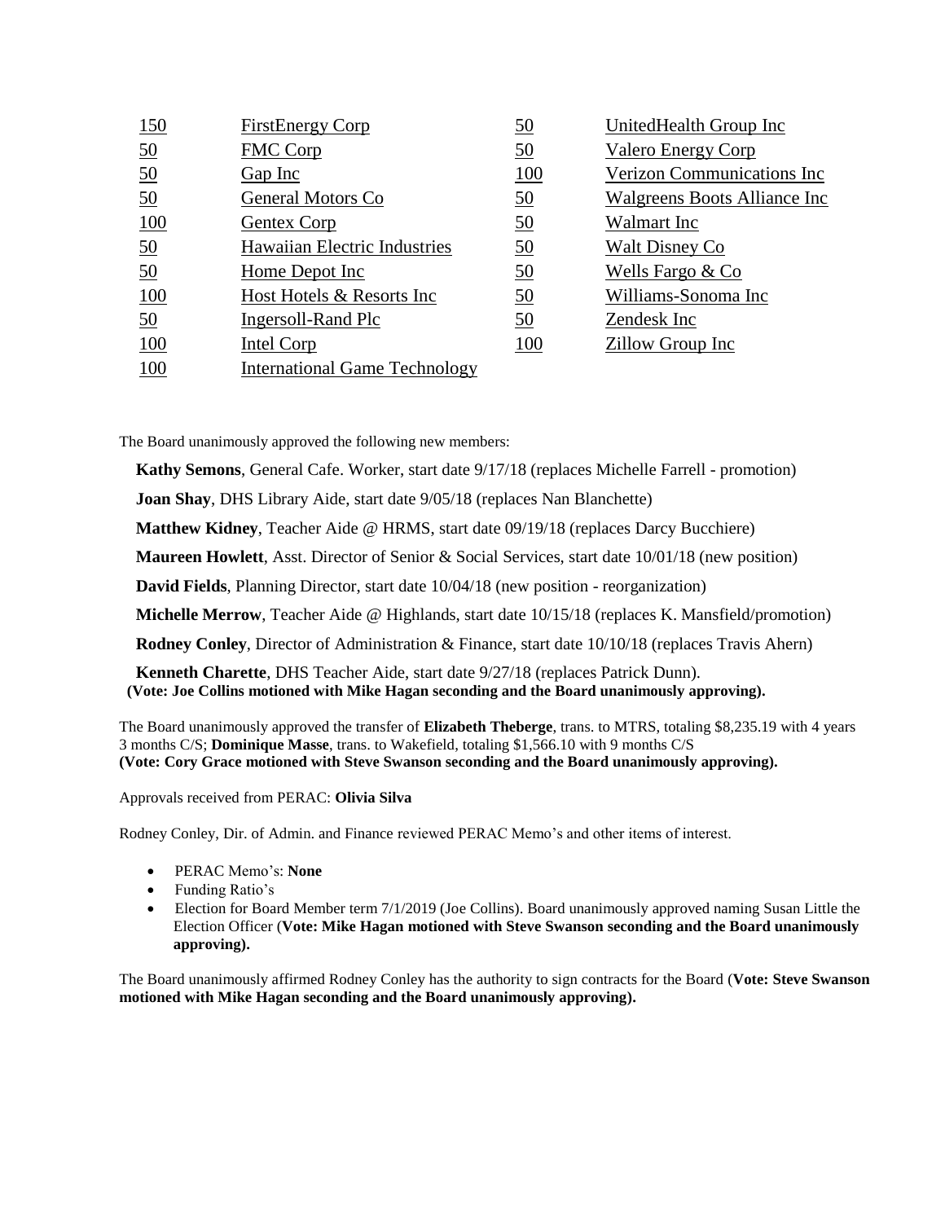| | | | |
|---|---|---|---|
| 150 | FirstEnergy Corp | 50 | UnitedHealth Group Inc |
| 50 | FMC Corp | 50 | Valero Energy Corp |
| 50 | Gap Inc | 100 | Verizon Communications Inc |
| 50 | General Motors Co | 50 | Walgreens Boots Alliance Inc |
| 100 | Gentex Corp | 50 | Walmart Inc |
| 50 | Hawaiian Electric Industries | 50 | Walt Disney Co |
| 50 | Home Depot Inc | 50 | Wells Fargo & Co |
| 100 | Host Hotels & Resorts Inc | 50 | Williams-Sonoma Inc |
| 50 | Ingersoll-Rand Plc | 50 | Zendesk Inc |
| 100 | Intel Corp | 100 | Zillow Group Inc |
| 100 | International Game Technology | | |

The Board unanimously approved the following new members:

**Kathy Semons**, General Cafe. Worker, start date 9/17/18 (replaces Michelle Farrell - promotion)

**Joan Shay**, DHS Library Aide, start date 9/05/18 (replaces Nan Blanchette)

**Matthew Kidney**, Teacher Aide @ HRMS, start date 09/19/18 (replaces Darcy Bucchiere)

**Maureen Howlett**, Asst. Director of Senior & Social Services, start date 10/01/18 (new position)

**David Fields**, Planning Director, start date 10/04/18 (new position - reorganization)

**Michelle Merrow**, Teacher Aide @ Highlands, start date 10/15/18 (replaces K. Mansfield/promotion)

**Rodney Conley**, Director of Administration & Finance, start date 10/10/18 (replaces Travis Ahern)

**Kenneth Charette**, DHS Teacher Aide, start date 9/27/18 (replaces Patrick Dunn).
**(Vote: Joe Collins motioned with Mike Hagan seconding and the Board unanimously approving).**

The Board unanimously approved the transfer of **Elizabeth Theberge**, trans. to MTRS, totaling $8,235.19 with 4 years 3 months C/S; **Dominique Masse**, trans. to Wakefield, totaling $1,566.10 with 9 months C/S
**(Vote: Cory Grace motioned with Steve Swanson seconding and the Board unanimously approving).**

Approvals received from PERAC: **Olivia Silva**

Rodney Conley, Dir. of Admin. and Finance reviewed PERAC Memo's and other items of interest.

- PERAC Memo's: **None**
- Funding Ratio's
- Election for Board Member term 7/1/2019 (Joe Collins). Board unanimously approved naming Susan Little the Election Officer (**Vote: Mike Hagan motioned with Steve Swanson seconding and the Board unanimously approving).**

The Board unanimously affirmed Rodney Conley has the authority to sign contracts for the Board (**Vote: Steve Swanson motioned with Mike Hagan seconding and the Board unanimously approving).**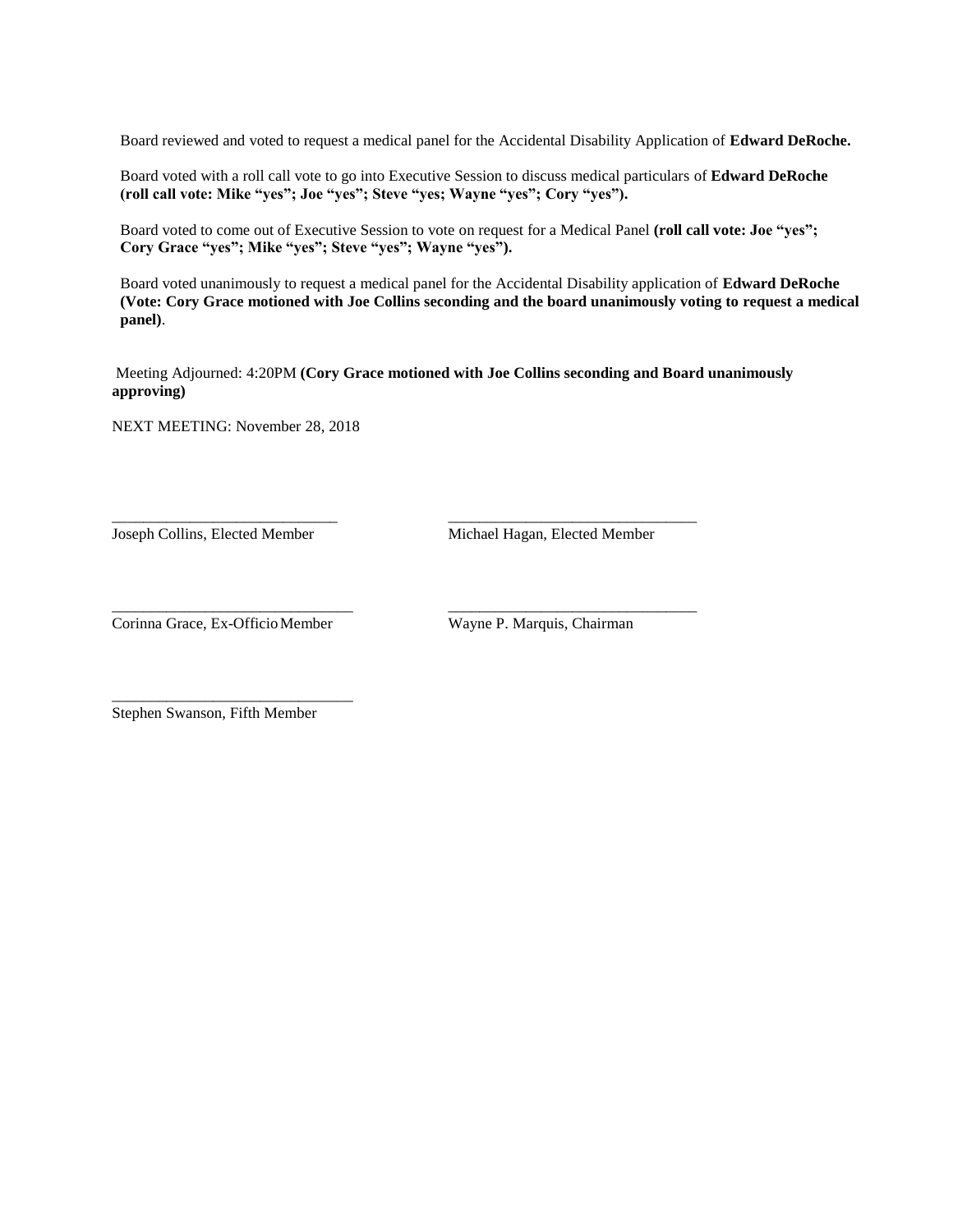Board reviewed and voted to request a medical panel for the Accidental Disability Application of **Edward DeRoche.**

Board voted with a roll call vote to go into Executive Session to discuss medical particulars of **Edward DeRoche (roll call vote: Mike "yes"; Joe "yes"; Steve "yes; Wayne "yes"; Cory "yes").**

Board voted to come out of Executive Session to vote on request for a Medical Panel **(roll call vote: Joe "yes"; Cory Grace "yes"; Mike "yes"; Steve "yes"; Wayne "yes").**

Board voted unanimously to request a medical panel for the Accidental Disability application of **Edward DeRoche (Vote: Cory Grace motioned with Joe Collins seconding and the board unanimously voting to request a medical panel)**.

Meeting Adjourned: 4:20PM **(Cory Grace motioned with Joe Collins seconding and Board unanimously approving)**

NEXT MEETING: November 28, 2018

| | |
|---|---|
| _____________________________ | _____________________________ |
| Joseph Collins, Elected Member | Michael Hagan, Elected Member |
| _____________________________ | _____________________________ |
| Corinna Grace, Ex-Officio Member | Wayne P. Marquis, Chairman |
| _____________________________ | |
| Stephen Swanson, Fifth Member | |